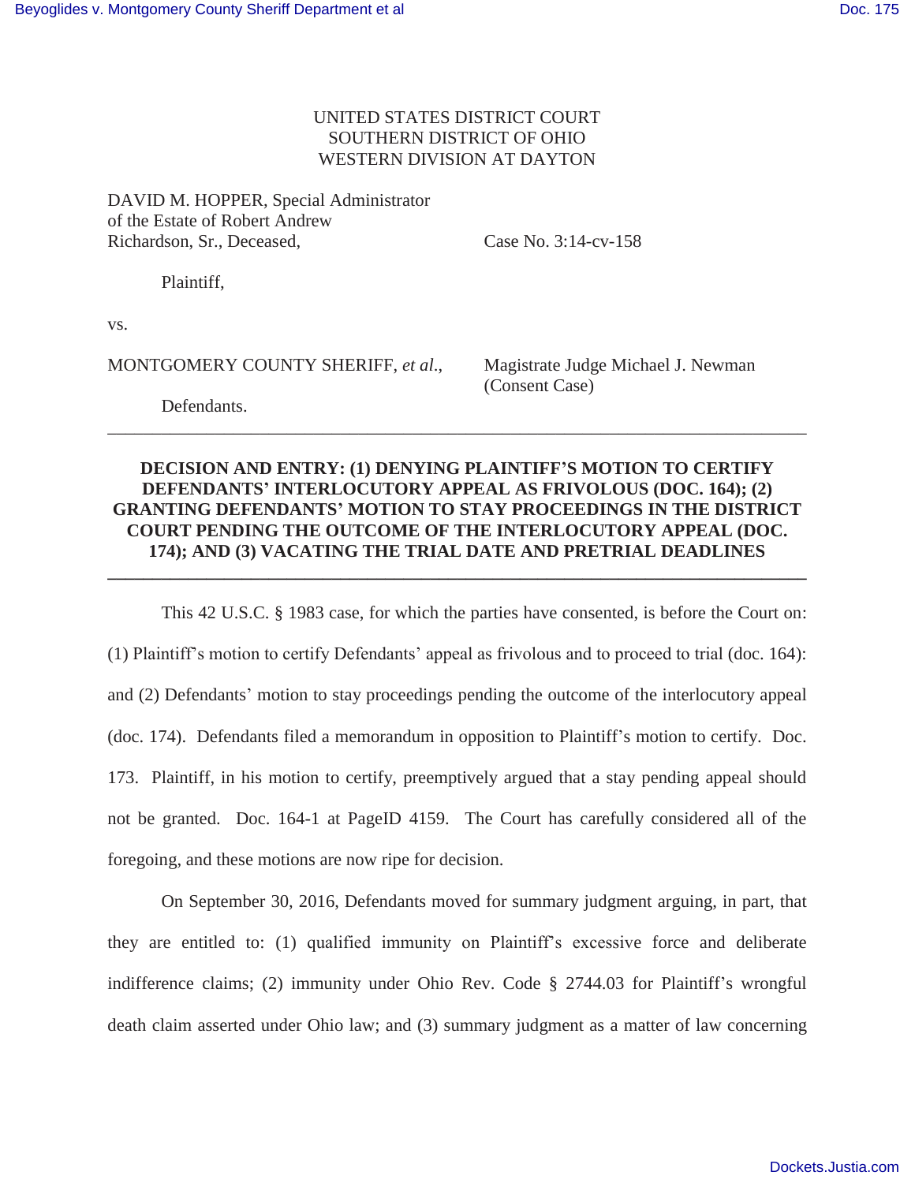UNITED STATES DISTRICT COURT
SOUTHERN DISTRICT OF OHIO
WESTERN DIVISION AT DAYTON

DAVID M. HOPPER, Special Administrator of the Estate of Robert Andrew Richardson, Sr., Deceased,

Plaintiff,

vs.

MONTGOMERY COUNTY SHERIFF, *et al.*,

Defendants.

Case No. 3:14-cv-158

Magistrate Judge Michael J. Newman
(Consent Case)

---

**DECISION AND ENTRY: (1) DENYING PLAINTIFF'S MOTION TO CERTIFY DEFENDANTS' INTERLOCUTORY APPEAL AS FRIVOLOUS (DOC. 164); (2) GRANTING DEFENDANTS' MOTION TO STAY PROCEEDINGS IN THE DISTRICT COURT PENDING THE OUTCOME OF THE INTERLOCUTORY APPEAL (DOC. 174); AND (3) VACATING THE TRIAL DATE AND PRETRIAL DEADLINES**

---

This 42 U.S.C. § 1983 case, for which the parties have consented, is before the Court on: (1) Plaintiff's motion to certify Defendants' appeal as frivolous and to proceed to trial (doc. 164): and (2) Defendants' motion to stay proceedings pending the outcome of the interlocutory appeal (doc. 174). Defendants filed a memorandum in opposition to Plaintiff's motion to certify. Doc. 173. Plaintiff, in his motion to certify, preemptively argued that a stay pending appeal should not be granted. Doc. 164-1 at PageID 4159. The Court has carefully considered all of the foregoing, and these motions are now ripe for decision.

On September 30, 2016, Defendants moved for summary judgment arguing, in part, that they are entitled to: (1) qualified immunity on Plaintiff's excessive force and deliberate indifference claims; (2) immunity under Ohio Rev. Code § 2744.03 for Plaintiff's wrongful death claim asserted under Ohio law; and (3) summary judgment as a matter of law concerning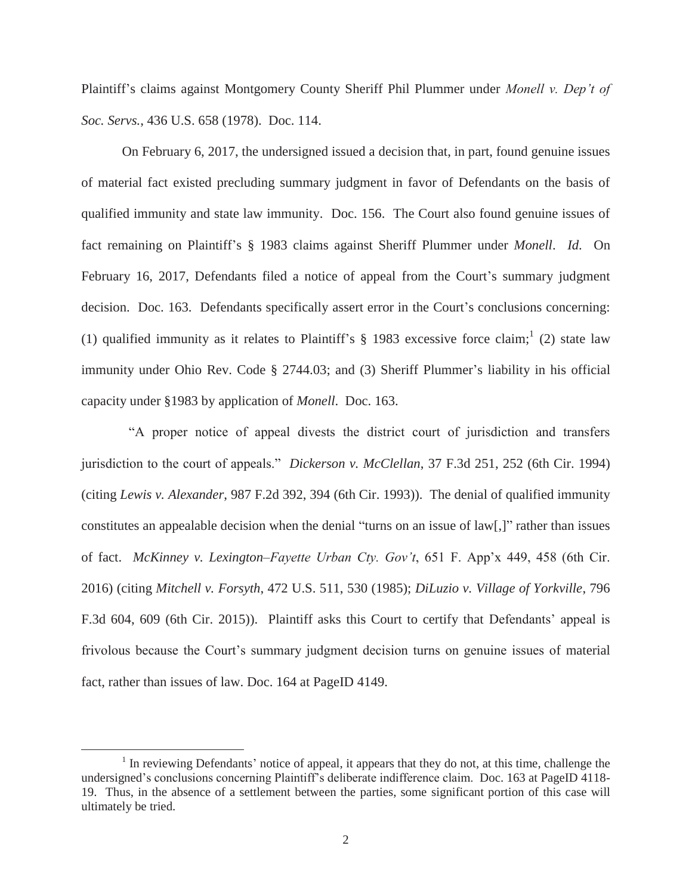Plaintiff's claims against Montgomery County Sheriff Phil Plummer under *Monell v. Dep't of Soc. Servs.*, 436 U.S. 658 (1978). Doc. 114.

On February 6, 2017, the undersigned issued a decision that, in part, found genuine issues of material fact existed precluding summary judgment in favor of Defendants on the basis of qualified immunity and state law immunity. Doc. 156. The Court also found genuine issues of fact remaining on Plaintiff's § 1983 claims against Sheriff Plummer under *Monell*. *Id*. On February 16, 2017, Defendants filed a notice of appeal from the Court's summary judgment decision. Doc. 163. Defendants specifically assert error in the Court's conclusions concerning: (1) qualified immunity as it relates to Plaintiff's § 1983 excessive force claim;[1] (2) state law immunity under Ohio Rev. Code § 2744.03; and (3) Sheriff Plummer's liability in his official capacity under §1983 by application of *Monell*. Doc. 163.

"A proper notice of appeal divests the district court of jurisdiction and transfers jurisdiction to the court of appeals." *Dickerson v. McClellan*, 37 F.3d 251, 252 (6th Cir. 1994) (citing *Lewis v. Alexander*, 987 F.2d 392, 394 (6th Cir. 1993)). The denial of qualified immunity constitutes an appealable decision when the denial "turns on an issue of law[,]" rather than issues of fact. *McKinney v. Lexington–Fayette Urban Cty. Gov't*, 651 F. App'x 449, 458 (6th Cir. 2016) (citing *Mitchell v. Forsyth*, 472 U.S. 511, 530 (1985); *DiLuzio v. Village of Yorkville*, 796 F.3d 604, 609 (6th Cir. 2015)). Plaintiff asks this Court to certify that Defendants' appeal is frivolous because the Court's summary judgment decision turns on genuine issues of material fact, rather than issues of law. Doc. 164 at PageID 4149.

[1] In reviewing Defendants' notice of appeal, it appears that they do not, at this time, challenge the undersigned's conclusions concerning Plaintiff's deliberate indifference claim. Doc. 163 at PageID 4118-19. Thus, in the absence of a settlement between the parties, some significant portion of this case will ultimately be tried.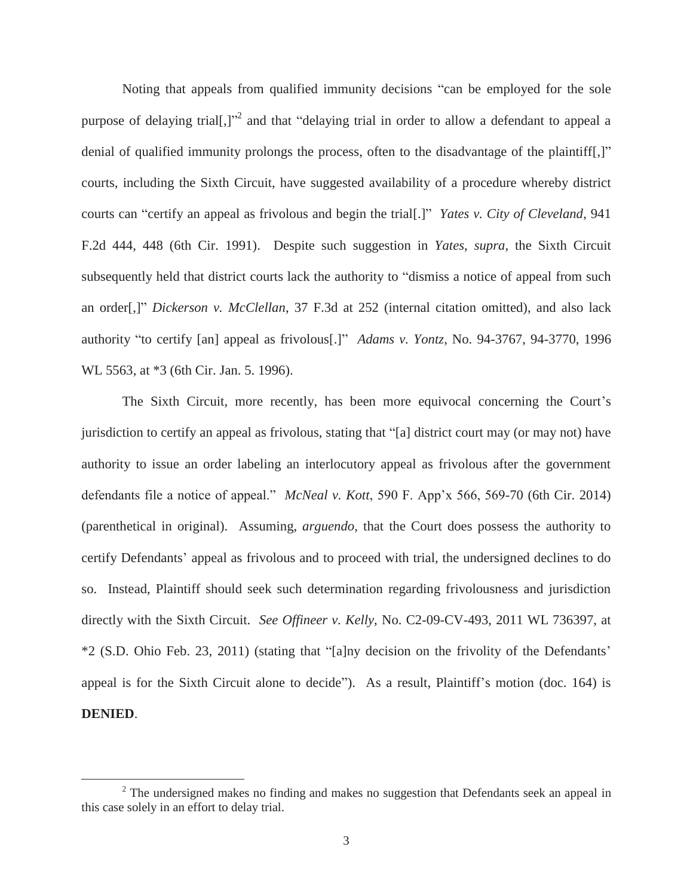Noting that appeals from qualified immunity decisions "can be employed for the sole purpose of delaying trial[,]"[2] and that "delaying trial in order to allow a defendant to appeal a denial of qualified immunity prolongs the process, often to the disadvantage of the plaintiff[,]" courts, including the Sixth Circuit, have suggested availability of a procedure whereby district courts can "certify an appeal as frivolous and begin the trial[.]" *Yates v. City of Cleveland*, 941 F.2d 444, 448 (6th Cir. 1991). Despite such suggestion in *Yates*, *supra*, the Sixth Circuit subsequently held that district courts lack the authority to "dismiss a notice of appeal from such an order[,]" *Dickerson v. McClellan*, 37 F.3d at 252 (internal citation omitted), and also lack authority "to certify [an] appeal as frivolous[.]" *Adams v. Yontz*, No. 94-3767, 94-3770, 1996 WL 5563, at *3 (6th Cir. Jan. 5. 1996).

The Sixth Circuit, more recently, has been more equivocal concerning the Court's jurisdiction to certify an appeal as frivolous, stating that "[a] district court may (or may not) have authority to issue an order labeling an interlocutory appeal as frivolous after the government defendants file a notice of appeal." *McNeal v. Kott*, 590 F. App'x 566, 569-70 (6th Cir. 2014) (parenthetical in original). Assuming, *arguendo*, that the Court does possess the authority to certify Defendants' appeal as frivolous and to proceed with trial, the undersigned declines to do so. Instead, Plaintiff should seek such determination regarding frivolousness and jurisdiction directly with the Sixth Circuit. *See Offineer v. Kelly*, No. C2-09-CV-493, 2011 WL 736397, at *2 (S.D. Ohio Feb. 23, 2011) (stating that "[a]ny decision on the frivolity of the Defendants' appeal is for the Sixth Circuit alone to decide"). As a result, Plaintiff's motion (doc. 164) is **DENIED**.

[2] The undersigned makes no finding and makes no suggestion that Defendants seek an appeal in this case solely in an effort to delay trial.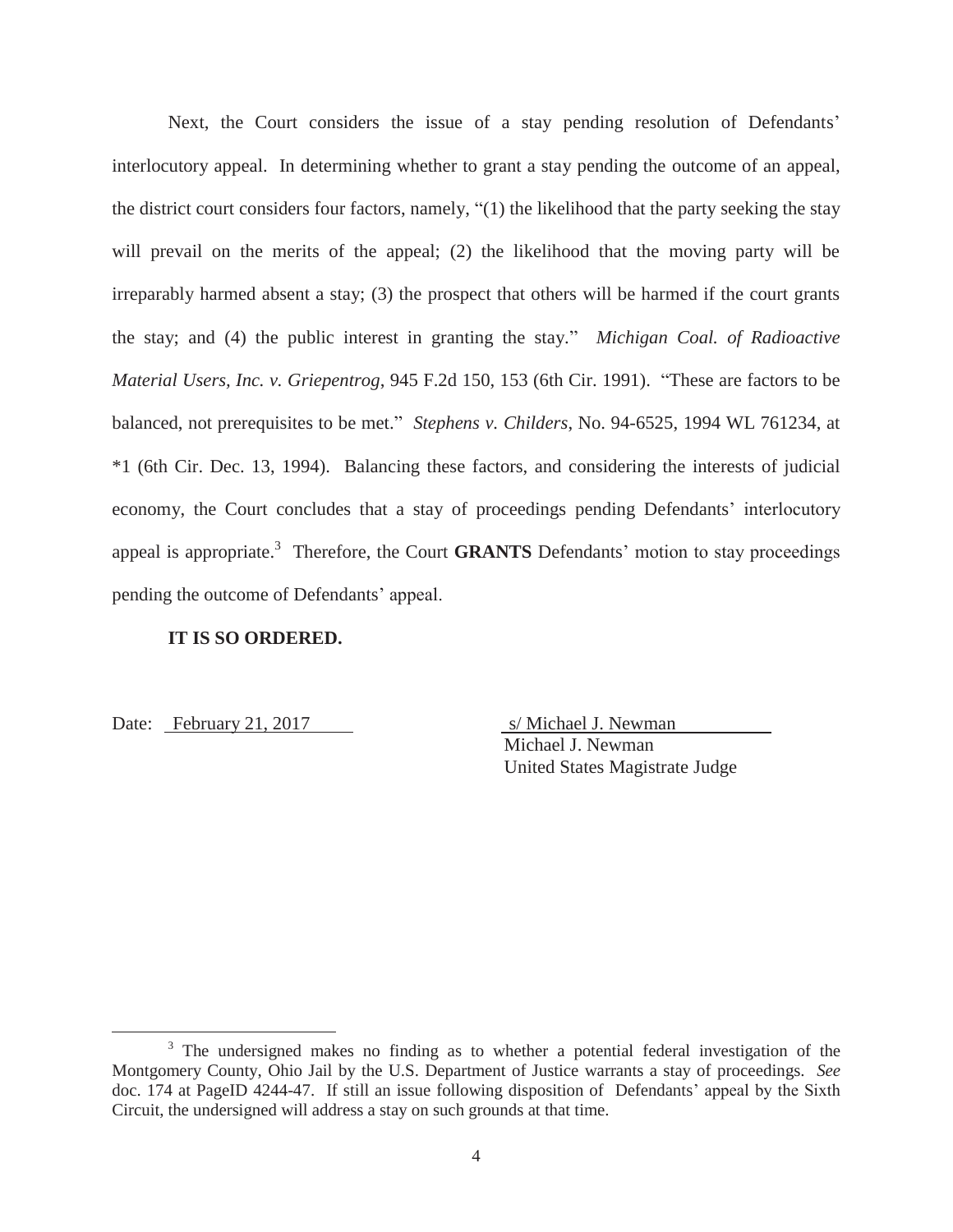Next, the Court considers the issue of a stay pending resolution of Defendants' interlocutory appeal. In determining whether to grant a stay pending the outcome of an appeal, the district court considers four factors, namely, "(1) the likelihood that the party seeking the stay will prevail on the merits of the appeal; (2) the likelihood that the moving party will be irreparably harmed absent a stay; (3) the prospect that others will be harmed if the court grants the stay; and (4) the public interest in granting the stay." *Michigan Coal. of Radioactive Material Users, Inc. v. Griepentrog*, 945 F.2d 150, 153 (6th Cir. 1991). "These are factors to be balanced, not prerequisites to be met." *Stephens v. Childers*, No. 94-6525, 1994 WL 761234, at *1 (6th Cir. Dec. 13, 1994). Balancing these factors, and considering the interests of judicial economy, the Court concludes that a stay of proceedings pending Defendants' interlocutory appeal is appropriate.[3] Therefore, the Court **GRANTS** Defendants' motion to stay proceedings pending the outcome of Defendants' appeal.

**IT IS SO ORDERED.**

Date: February 21, 2017

s/ Michael J. Newman
Michael J. Newman
United States Magistrate Judge

---

[3] The undersigned makes no finding as to whether a potential federal investigation of the Montgomery County, Ohio Jail by the U.S. Department of Justice warrants a stay of proceedings. *See* doc. 174 at PageID 4244-47. If still an issue following disposition of Defendants' appeal by the Sixth Circuit, the undersigned will address a stay on such grounds at that time.